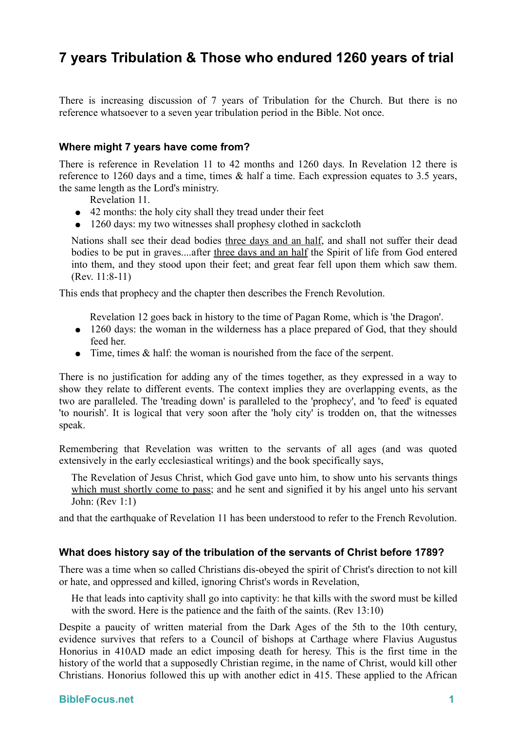# 7 years Tribulation & Those who endured 1260 years of trial

There is increasing discussion of 7 years of Tribulation for the Church. But there is no reference whatsoever to a seven year tribulation period in the Bible. Not once.

### Where might 7 years have come from?

There is reference in Revelation 11 to 42 months and 1260 days. In Revelation 12 there is reference to 1260 days and a time, times & half a time. Each expression equates to 3.5 years, the same length as the Lord's ministry.

Revelation 11.

- 42 months: the holy city shall they tread under their feet
- 1260 days: my two witnesses shall prophesy clothed in sackcloth

> Nations shall see their dead bodies three days and an half, and shall not suffer their dead bodies to be put in graves....after three days and an half the Spirit of life from God entered into them, and they stood upon their feet; and great fear fell upon them which saw them. (Rev. 11:8-11)

This ends that prophecy and the chapter then describes the French Revolution.

Revelation 12 goes back in history to the time of Pagan Rome, which is 'the Dragon'.

- 1260 days: the woman in the wilderness has a place prepared of God, that they should feed her.
- Time, times & half: the woman is nourished from the face of the serpent.

There is no justification for adding any of the times together, as they expressed in a way to show they relate to different events. The context implies they are overlapping events, as the two are paralleled. The 'treading down' is paralleled to the 'prophecy', and 'to feed' is equated 'to nourish'. It is logical that very soon after the 'holy city' is trodden on, that the witnesses speak.

Remembering that Revelation was written to the servants of all ages (and was quoted extensively in the early ecclesiastical writings) and the book specifically says,

> The Revelation of Jesus Christ, which God gave unto him, to show unto his servants things which must shortly come to pass; and he sent and signified it by his angel unto his servant John: (Rev 1:1)

and that the earthquake of Revelation 11 has been understood to refer to the French Revolution.

### What does history say of the tribulation of the servants of Christ before 1789?

There was a time when so called Christians dis-obeyed the spirit of Christ's direction to not kill or hate, and oppressed and killed, ignoring Christ's words in Revelation,

> He that leads into captivity shall go into captivity: he that kills with the sword must be killed with the sword. Here is the patience and the faith of the saints. (Rev 13:10)

Despite a paucity of written material from the Dark Ages of the 5th to the 10th century, evidence survives that refers to a Council of bishops at Carthage where Flavius Augustus Honorius in 410AD made an edict imposing death for heresy. This is the first time in the history of the world that a supposedly Christian regime, in the name of Christ, would kill other Christians. Honorius followed this up with another edict in 415. These applied to the African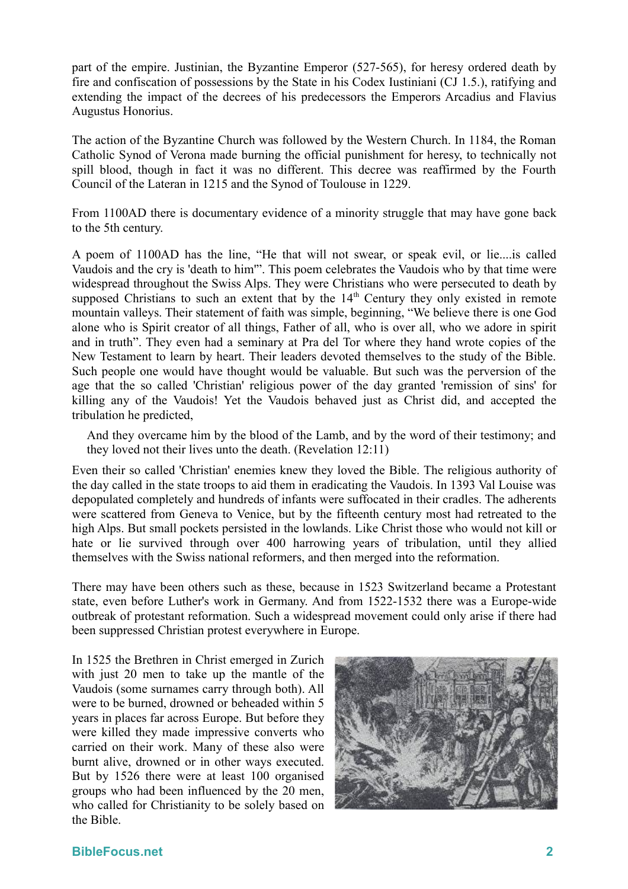part of the empire. Justinian, the Byzantine Emperor (527-565), for heresy ordered death by fire and confiscation of possessions by the State in his Codex Iustiniani (CJ 1.5.), ratifying and extending the impact of the decrees of his predecessors the Emperors Arcadius and Flavius Augustus Honorius.

The action of the Byzantine Church was followed by the Western Church. In 1184, the Roman Catholic Synod of Verona made burning the official punishment for heresy, to technically not spill blood, though in fact it was no different. This decree was reaffirmed by the Fourth Council of the Lateran in 1215 and the Synod of Toulouse in 1229.

From 1100AD there is documentary evidence of a minority struggle that may have gone back to the 5th century.

A poem of 1100AD has the line, "He that will not swear, or speak evil, or lie....is called Vaudois and the cry is 'death to him'". This poem celebrates the Vaudois who by that time were widespread throughout the Swiss Alps. They were Christians who were persecuted to death by supposed Christians to such an extent that by the 14th Century they only existed in remote mountain valleys. Their statement of faith was simple, beginning, "We believe there is one God alone who is Spirit creator of all things, Father of all, who is over all, who we adore in spirit and in truth". They even had a seminary at Pra del Tor where they hand wrote copies of the New Testament to learn by heart. Their leaders devoted themselves to the study of the Bible. Such people one would have thought would be valuable. But such was the perversion of the age that the so called 'Christian' religious power of the day granted 'remission of sins' for killing any of the Vaudois! Yet the Vaudois behaved just as Christ did, and accepted the tribulation he predicted,

> And they overcame him by the blood of the Lamb, and by the word of their testimony; and they loved not their lives unto the death. (Revelation 12:11)

Even their so called 'Christian' enemies knew they loved the Bible. The religious authority of the day called in the state troops to aid them in eradicating the Vaudois. In 1393 Val Louise was depopulated completely and hundreds of infants were suffocated in their cradles. The adherents were scattered from Geneva to Venice, but by the fifteenth century most had retreated to the high Alps. But small pockets persisted in the lowlands. Like Christ those who would not kill or hate or lie survived through over 400 harrowing years of tribulation, until they allied themselves with the Swiss national reformers, and then merged into the reformation.

There may have been others such as these, because in 1523 Switzerland became a Protestant state, even before Luther's work in Germany. And from 1522-1532 there was a Europe-wide outbreak of protestant reformation. Such a widespread movement could only arise if there had been suppressed Christian protest everywhere in Europe.

In 1525 the Brethren in Christ emerged in Zurich with just 20 men to take up the mantle of the Vaudois (some surnames carry through both). All were to be burned, drowned or beheaded within 5 years in places far across Europe. But before they were killed they made impressive converts who carried on their work. Many of these also were burnt alive, drowned or in other ways executed. But by 1526 there were at least 100 organised groups who had been influenced by the 20 men, who called for Christianity to be solely based on the Bible.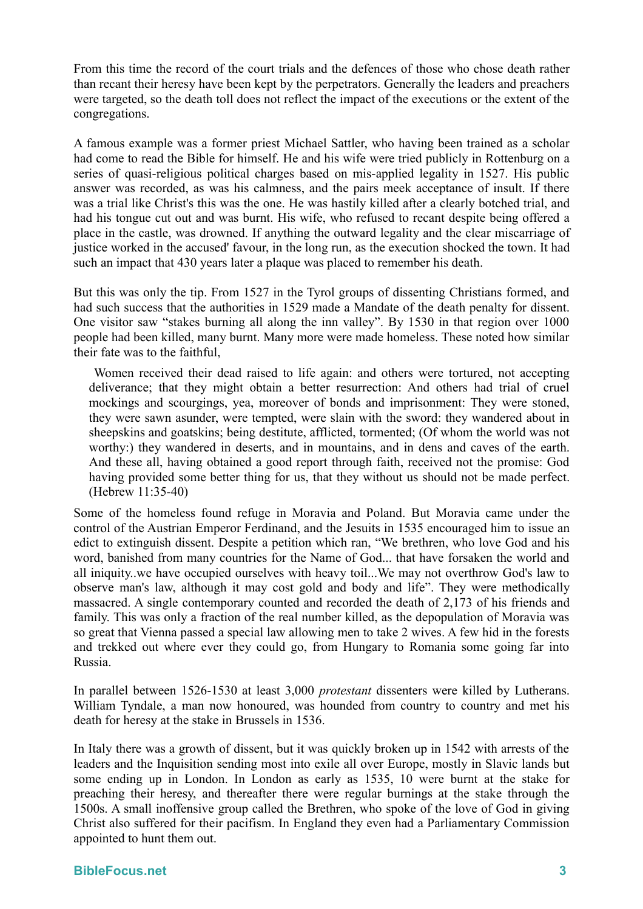From this time the record of the court trials and the defences of those who chose death rather than recant their heresy have been kept by the perpetrators. Generally the leaders and preachers were targeted, so the death toll does not reflect the impact of the executions or the extent of the congregations.

A famous example was a former priest Michael Sattler, who having been trained as a scholar had come to read the Bible for himself. He and his wife were tried publicly in Rottenburg on a series of quasi-religious political charges based on mis-applied legality in 1527. His public answer was recorded, as was his calmness, and the pairs meek acceptance of insult. If there was a trial like Christ's this was the one. He was hastily killed after a clearly botched trial, and had his tongue cut out and was burnt. His wife, who refused to recant despite being offered a place in the castle, was drowned. If anything the outward legality and the clear miscarriage of justice worked in the accused' favour, in the long run, as the execution shocked the town. It had such an impact that 430 years later a plaque was placed to remember his death.

But this was only the tip. From 1527 in the Tyrol groups of dissenting Christians formed, and had such success that the authorities in 1529 made a Mandate of the death penalty for dissent. One visitor saw "stakes burning all along the inn valley". By 1530 in that region over 1000 people had been killed, many burnt. Many more were made homeless. These noted how similar their fate was to the faithful,

> Women received their dead raised to life again: and others were tortured, not accepting deliverance; that they might obtain a better resurrection: And others had trial of cruel mockings and scourgings, yea, moreover of bonds and imprisonment: They were stoned, they were sawn asunder, were tempted, were slain with the sword: they wandered about in sheepskins and goatskins; being destitute, afflicted, tormented; (Of whom the world was not worthy:) they wandered in deserts, and in mountains, and in dens and caves of the earth. And these all, having obtained a good report through faith, received not the promise: God having provided some better thing for us, that they without us should not be made perfect. (Hebrew 11:35-40)

Some of the homeless found refuge in Moravia and Poland. But Moravia came under the control of the Austrian Emperor Ferdinand, and the Jesuits in 1535 encouraged him to issue an edict to extinguish dissent. Despite a petition which ran, "We brethren, who love God and his word, banished from many countries for the Name of God... that have forsaken the world and all iniquity..we have occupied ourselves with heavy toil...We may not overthrow God's law to observe man's law, although it may cost gold and body and life". They were methodically massacred. A single contemporary counted and recorded the death of 2,173 of his friends and family. This was only a fraction of the real number killed, as the depopulation of Moravia was so great that Vienna passed a special law allowing men to take 2 wives. A few hid in the forests and trekked out where ever they could go, from Hungary to Romania some going far into Russia.

In parallel between 1526-1530 at least 3,000 *protestant* dissenters were killed by Lutherans. William Tyndale, a man now honoured, was hounded from country to country and met his death for heresy at the stake in Brussels in 1536.

In Italy there was a growth of dissent, but it was quickly broken up in 1542 with arrests of the leaders and the Inquisition sending most into exile all over Europe, mostly in Slavic lands but some ending up in London. In London as early as 1535, 10 were burnt at the stake for preaching their heresy, and thereafter there were regular burnings at the stake through the 1500s. A small inoffensive group called the Brethren, who spoke of the love of God in giving Christ also suffered for their pacifism. In England they even had a Parliamentary Commission appointed to hunt them out.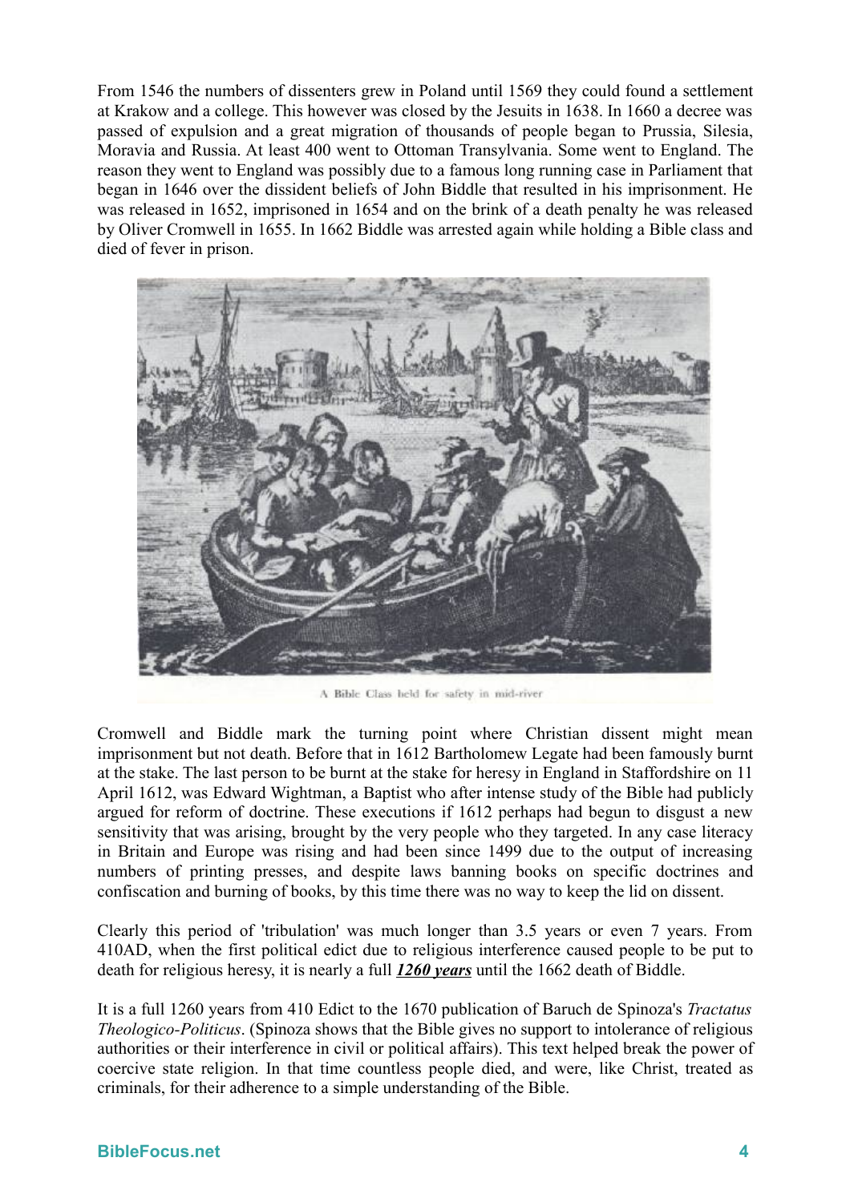From 1546 the numbers of dissenters grew in Poland until 1569 they could found a settlement at Krakow and a college. This however was closed by the Jesuits in 1638. In 1660 a decree was passed of expulsion and a great migration of thousands of people began to Prussia, Silesia, Moravia and Russia. At least 400 went to Ottoman Transylvania. Some went to England. The reason they went to England was possibly due to a famous long running case in Parliament that began in 1646 over the dissident beliefs of John Biddle that resulted in his imprisonment. He was released in 1652, imprisoned in 1654 and on the brink of a death penalty he was released by Oliver Cromwell in 1655. In 1662 Biddle was arrested again while holding a Bible class and died of fever in prison.

A Bible Class held for safety in mid-river

Cromwell and Biddle mark the turning point where Christian dissent might mean imprisonment but not death. Before that in 1612 Bartholomew Legate had been famously burnt at the stake. The last person to be burnt at the stake for heresy in England in Staffordshire on 11 April 1612, was Edward Wightman, a Baptist who after intense study of the Bible had publicly argued for reform of doctrine. These executions if 1612 perhaps had begun to disgust a new sensitivity that was arising, brought by the very people who they targeted. In any case literacy in Britain and Europe was rising and had been since 1499 due to the output of increasing numbers of printing presses, and despite laws banning books on specific doctrines and confiscation and burning of books, by this time there was no way to keep the lid on dissent.

Clearly this period of 'tribulation' was much longer than 3.5 years or even 7 years. From 410AD, when the first political edict due to religious interference caused people to be put to death for religious heresy, it is nearly a full ***1260 years*** until the 1662 death of Biddle.

It is a full 1260 years from 410 Edict to the 1670 publication of Baruch de Spinoza's *Tractatus Theologico-Politicus*. (Spinoza shows that the Bible gives no support to intolerance of religious authorities or their interference in civil or political affairs). This text helped break the power of coercive state religion. In that time countless people died, and were, like Christ, treated as criminals, for their adherence to a simple understanding of the Bible.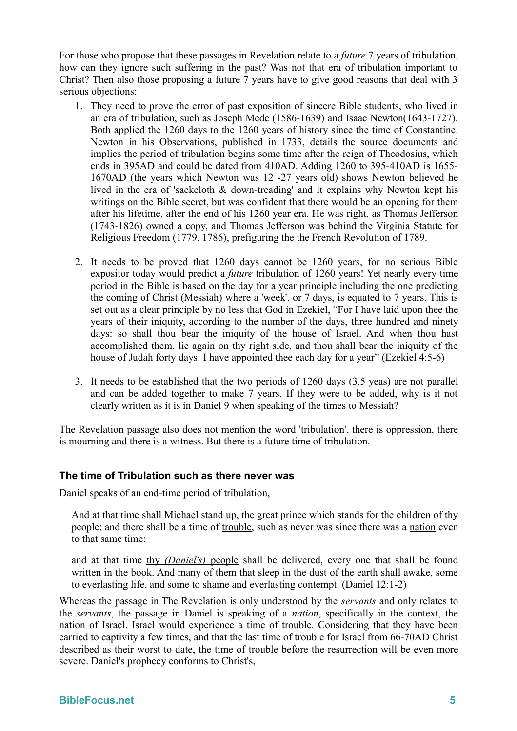For those who propose that these passages in Revelation relate to a *future* 7 years of tribulation, how can they ignore such suffering in the past? Was not that era of tribulation important to Christ? Then also those proposing a future 7 years have to give good reasons that deal with 3 serious objections:

1. They need to prove the error of past exposition of sincere Bible students, who lived in an era of tribulation, such as Joseph Mede (1586-1639) and Isaac Newton(1643-1727). Both applied the 1260 days to the 1260 years of history since the time of Constantine. Newton in his Observations, published in 1733, details the source documents and implies the period of tribulation begins some time after the reign of Theodosius, which ends in 395AD and could be dated from 410AD. Adding 1260 to 395-410AD is 1655-1670AD (the years which Newton was 12 -27 years old) shows Newton believed he lived in the era of 'sackcloth & down-treading' and it explains why Newton kept his writings on the Bible secret, but was confident that there would be an opening for them after his lifetime, after the end of his 1260 year era. He was right, as Thomas Jefferson (1743-1826) owned a copy, and Thomas Jefferson was behind the Virginia Statute for Religious Freedom (1779, 1786), prefiguring the the French Revolution of 1789.

2. It needs to be proved that 1260 days cannot be 1260 years, for no serious Bible expositor today would predict a *future* tribulation of 1260 years! Yet nearly every time period in the Bible is based on the day for a year principle including the one predicting the coming of Christ (Messiah) where a 'week', or 7 days, is equated to 7 years. This is set out as a clear principle by no less that God in Ezekiel, "For I have laid upon thee the years of their iniquity, according to the number of the days, three hundred and ninety days: so shall thou bear the iniquity of the house of Israel. And when thou hast accomplished them, lie again on thy right side, and thou shall bear the iniquity of the house of Judah forty days: I have appointed thee each day for a year" (Ezekiel 4:5-6)

3. It needs to be established that the two periods of 1260 days (3.5 yeas) are not parallel and can be added together to make 7 years. If they were to be added, why is it not clearly written as it is in Daniel 9 when speaking of the times to Messiah?

The Revelation passage also does not mention the word 'tribulation', there is oppression, there is mourning and there is a witness. But there is a future time of tribulation.

### The time of Tribulation such as there never was

Daniel speaks of an end-time period of tribulation,

> And at that time shall Michael stand up, the great prince which stands for the children of thy people: and there shall be a time of <u>trouble</u>, such as never was since there was a <u>nation</u> even to that same time:
>
> and at that time <u>thy *(Daniel's)* people</u> shall be delivered, every one that shall be found written in the book. And many of them that sleep in the dust of the earth shall awake, some to everlasting life, and some to shame and everlasting contempt. (Daniel 12:1-2)

Whereas the passage in The Revelation is only understood by the *servants* and only relates to the *servants*, the passage in Daniel is speaking of a *nation*, specifically in the context, the nation of Israel. Israel would experience a time of trouble. Considering that they have been carried to captivity a few times, and that the last time of trouble for Israel from 66-70AD Christ described as their worst to date, the time of trouble before the resurrection will be even more severe. Daniel's prophecy conforms to Christ's,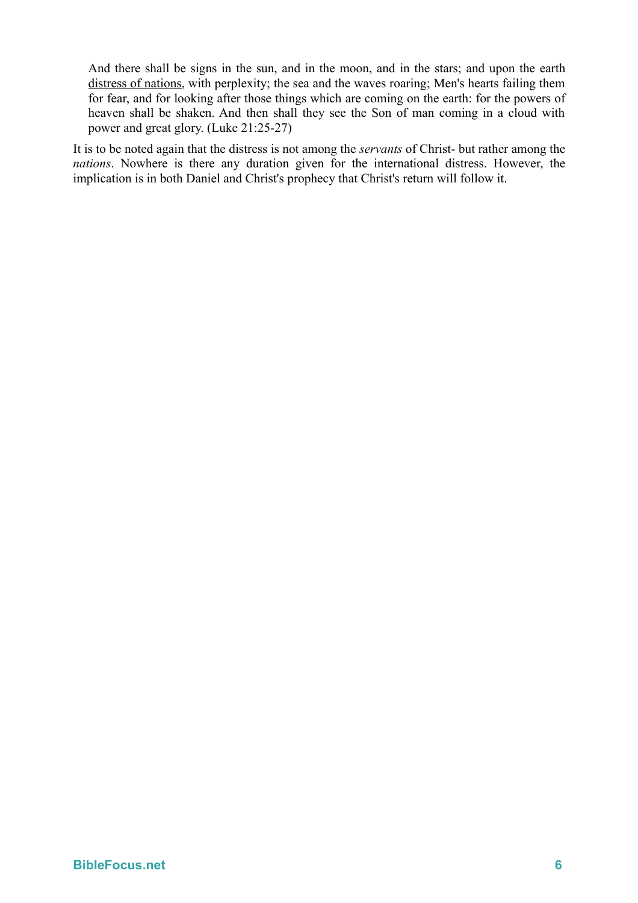> And there shall be signs in the sun, and in the moon, and in the stars; and upon the earth <u>distress of nations</u>, with perplexity; the sea and the waves roaring; Men's hearts failing them for fear, and for looking after those things which are coming on the earth: for the powers of heaven shall be shaken. And then shall they see the Son of man coming in a cloud with power and great glory. (Luke 21:25-27)

It is to be noted again that the distress is not among the *servants* of Christ- but rather among the *nations*. Nowhere is there any duration given for the international distress. However, the implication is in both Daniel and Christ's prophecy that Christ's return will follow it.